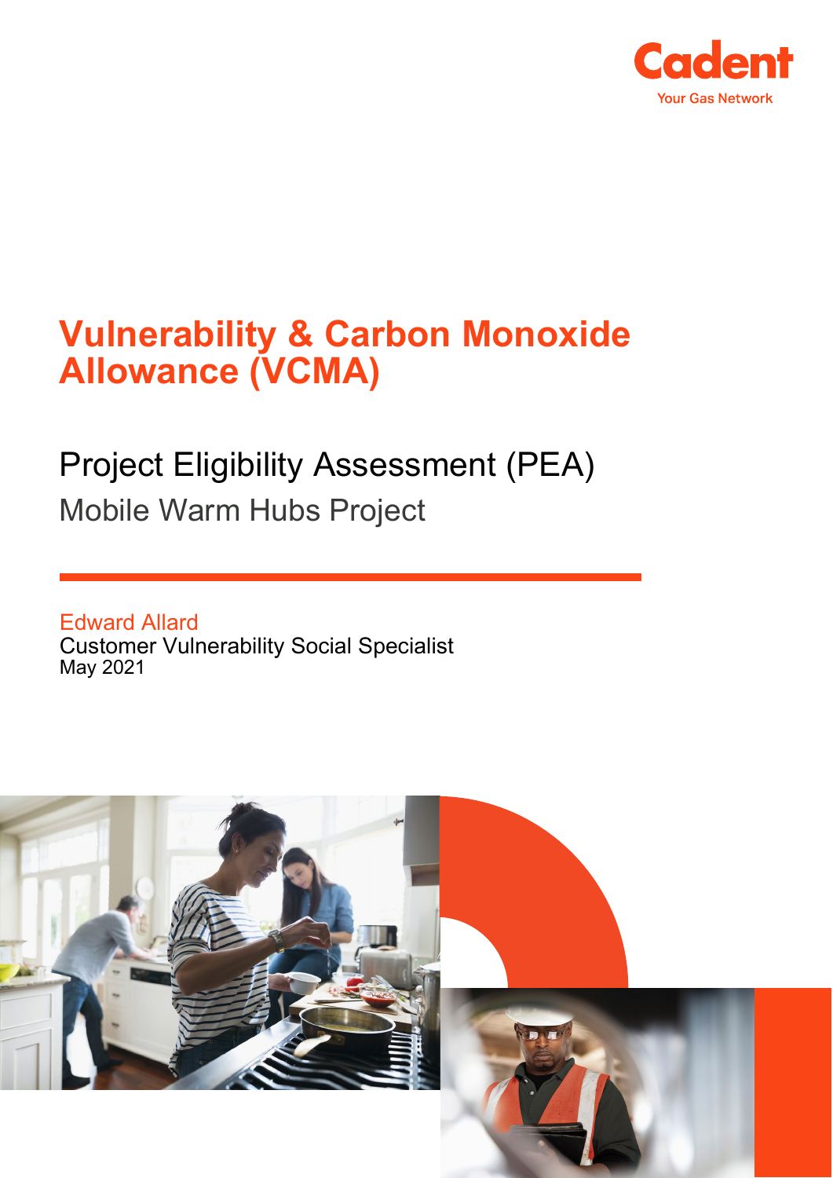Cadent

Your Gas Network

# Vulnerability & Carbon Monoxide Allowance (VCMA)

## Project Eligibility Assessment (PEA)

### Mobile Warm Hubs Project

Edward Allard
Customer Vulnerability Social Specialist
May 2021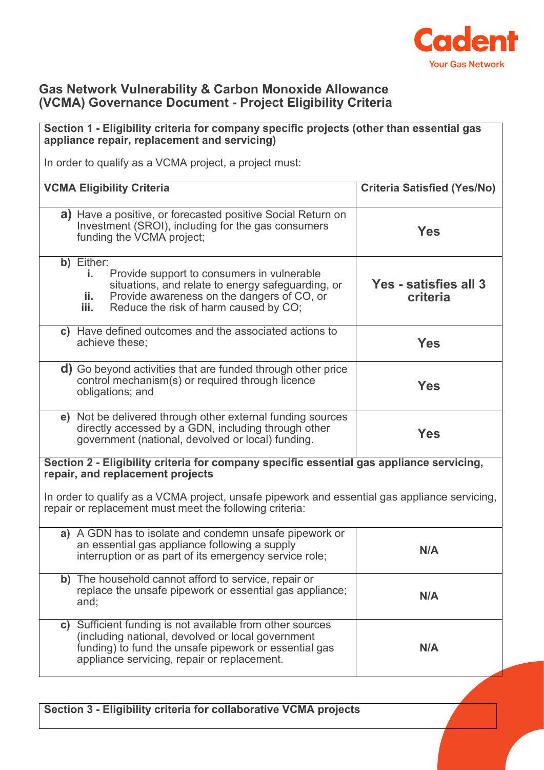## Gas Network Vulnerability & Carbon Monoxide Allowance (VCMA) Governance Document - Project Eligibility Criteria

**Section 1 - Eligibility criteria for company specific projects (other than essential gas appliance repair, replacement and servicing)**

In order to qualify as a VCMA project, a project must:

| VCMA Eligibility Criteria | Criteria Satisfied (Yes/No) |
|---|---|
| a) Have a positive, or forecasted positive Social Return on Investment (SROI), including for the gas consumers funding the VCMA project; | **Yes** |
| b) Either:<br>i. Provide support to consumers in vulnerable situations, and relate to energy safeguarding, or<br>ii. Provide awareness on the dangers of CO, or<br>iii. Reduce the risk of harm caused by CO; | **Yes - satisfies all 3 criteria** |
| c) Have defined outcomes and the associated actions to achieve these; | **Yes** |
| d) Go beyond activities that are funded through other price control mechanism(s) or required through licence obligations; and | **Yes** |
| e) Not be delivered through other external funding sources directly accessed by a GDN, including through other government (national, devolved or local) funding. | **Yes** |

**Section 2 - Eligibility criteria for company specific essential gas appliance servicing, repair, and replacement projects**

In order to qualify as a VCMA project, unsafe pipework and essential gas appliance servicing, repair or replacement must meet the following criteria:

| Criteria | Criteria Satisfied (Yes/No) |
|---|---|
| a) A GDN has to isolate and condemn unsafe pipework or an essential gas appliance following a supply interruption or as part of its emergency service role; | **N/A** |
| b) The household cannot afford to service, repair or replace the unsafe pipework or essential gas appliance; and; | **N/A** |
| c) Sufficient funding is not available from other sources (including national, devolved or local government funding) to fund the unsafe pipework or essential gas appliance servicing, repair or replacement. | **N/A** |

**Section 3 - Eligibility criteria for collaborative VCMA projects**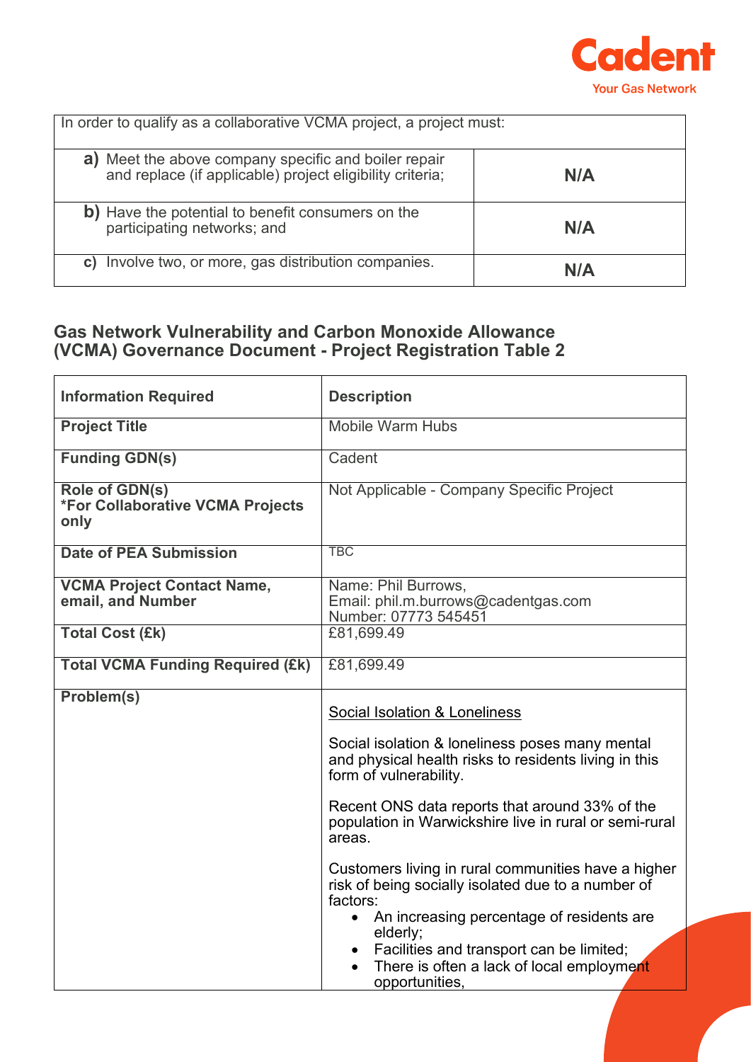| In order to qualify as a collaborative VCMA project, a project must: | |
|---|---|
| **a)** Meet the above company specific and boiler repair and replace (if applicable) project eligibility criteria; | **N/A** |
| **b)** Have the potential to benefit consumers on the participating networks; and | **N/A** |
| **c)** Involve two, or more, gas distribution companies. | **N/A** |

## Gas Network Vulnerability and Carbon Monoxide Allowance (VCMA) Governance Document - Project Registration Table 2

| **Information Required** | **Description** |
|---|---|
| **Project Title** | Mobile Warm Hubs |
| **Funding GDN(s)** | Cadent |
| **Role of GDN(s)** *For Collaborative VCMA Projects only | Not Applicable - Company Specific Project |
| **Date of PEA Submission** | TBC |
| **VCMA Project Contact Name, email, and Number** | Name: Phil Burrows,<br>Email: phil.m.burrows@cadentgas.com<br>Number: 07773 545451 |
| **Total Cost (£k)** | £81,699.49 |
| **Total VCMA Funding Required (£k)** | £81,699.49 |
| **Problem(s)** | <u>Social Isolation & Loneliness</u><br><br>Social isolation & loneliness poses many mental and physical health risks to residents living in this form of vulnerability.<br><br>Recent ONS data reports that around 33% of the population in Warwickshire live in rural or semi-rural areas.<br><br>Customers living in rural communities have a higher risk of being socially isolated due to a number of factors:<br>• An increasing percentage of residents are elderly;<br>• Facilities and transport can be limited;<br>• There is often a lack of local employment opportunities, |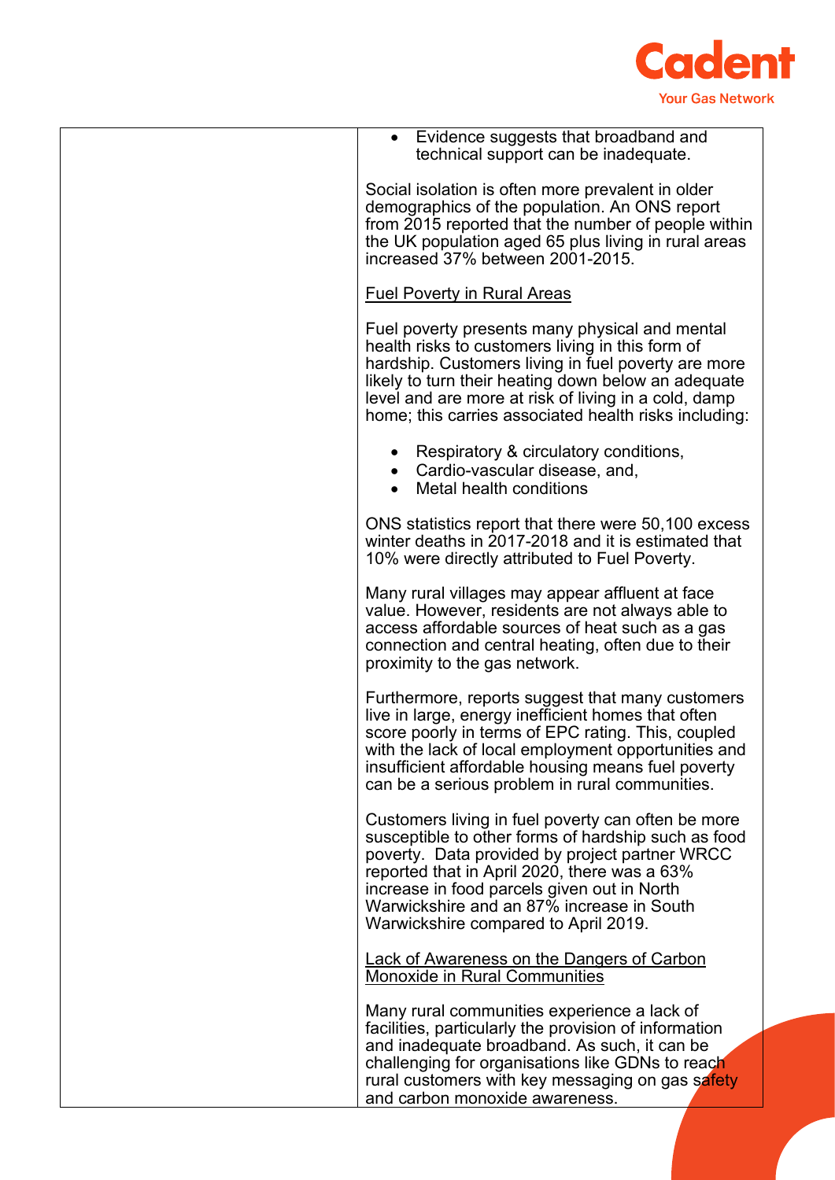| | • Evidence suggests that broadband and technical support can be inadequate.<br><br>Social isolation is often more prevalent in older demographics of the population. An ONS report from 2015 reported that the number of people within the UK population aged 65 plus living in rural areas increased 37% between 2001-2015.<br><br><u>Fuel Poverty in Rural Areas</u><br><br>Fuel poverty presents many physical and mental health risks to customers living in this form of hardship. Customers living in fuel poverty are more likely to turn their heating down below an adequate level and are more at risk of living in a cold, damp home; this carries associated health risks including:<br><br>• Respiratory & circulatory conditions,<br>• Cardio-vascular disease, and,<br>• Metal health conditions<br><br>ONS statistics report that there were 50,100 excess winter deaths in 2017-2018 and it is estimated that 10% were directly attributed to Fuel Poverty.<br><br>Many rural villages may appear affluent at face value. However, residents are not always able to access affordable sources of heat such as a gas connection and central heating, often due to their proximity to the gas network.<br><br>Furthermore, reports suggest that many customers live in large, energy inefficient homes that often score poorly in terms of EPC rating. This, coupled with the lack of local employment opportunities and insufficient affordable housing means fuel poverty can be a serious problem in rural communities.<br><br>Customers living in fuel poverty can often be more susceptible to other forms of hardship such as food poverty. Data provided by project partner WRCC reported that in April 2020, there was a 63% increase in food parcels given out in North Warwickshire and an 87% increase in South Warwickshire compared to April 2019.<br><br><u>Lack of Awareness on the Dangers of Carbon Monoxide in Rural Communities</u><br><br>Many rural communities experience a lack of facilities, particularly the provision of information and inadequate broadband. As such, it can be challenging for organisations like GDNs to reach rural customers with key messaging on gas safety and carbon monoxide awareness. |
|---|---|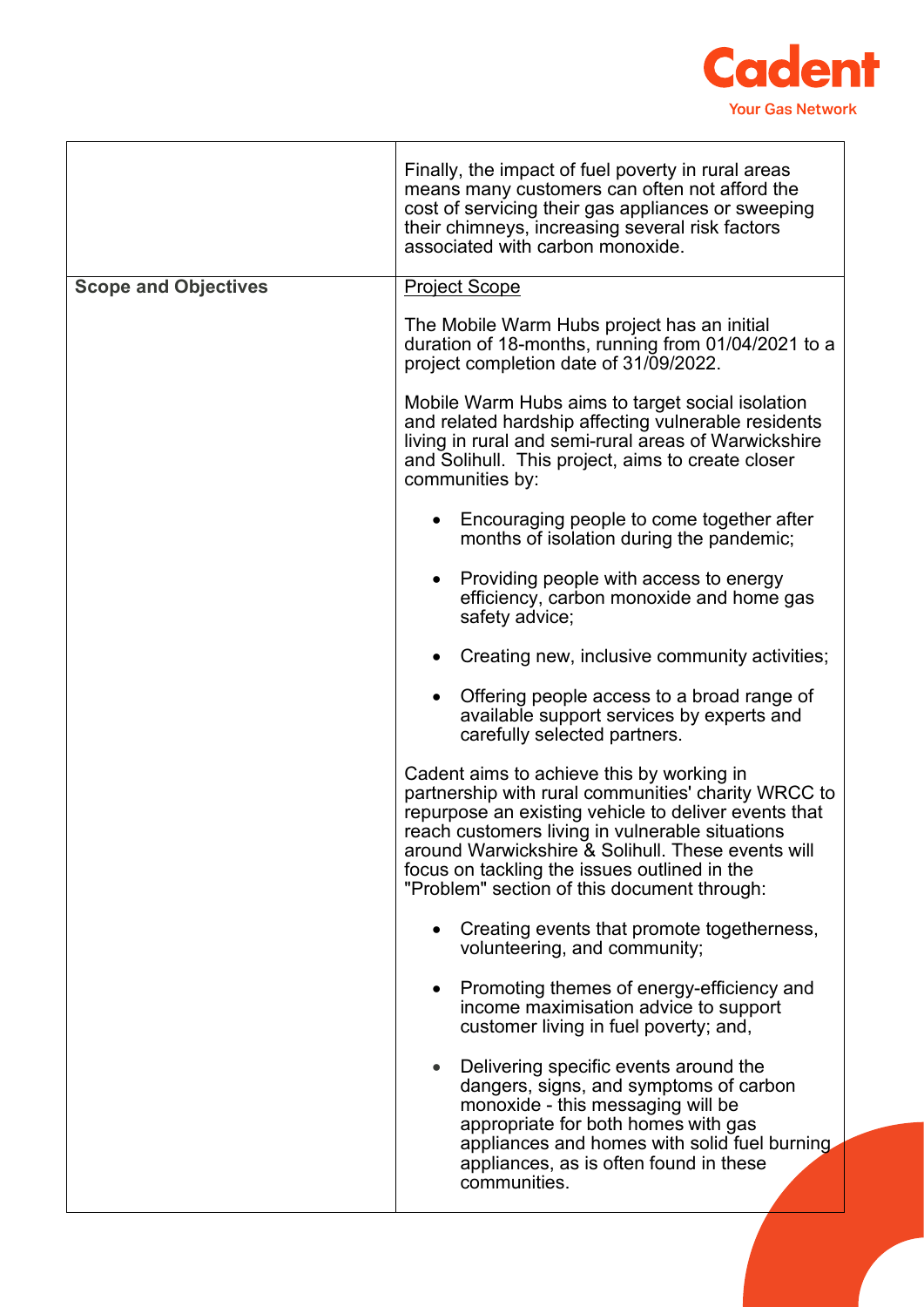| | |
|---|---|
| | Finally, the impact of fuel poverty in rural areas means many customers can often not afford the cost of servicing their gas appliances or sweeping their chimneys, increasing several risk factors associated with carbon monoxide. |
| **Scope and Objectives** | <u>Project Scope</u><br><br>The Mobile Warm Hubs project has an initial duration of 18-months, running from 01/04/2021 to a project completion date of 31/09/2022.<br><br>Mobile Warm Hubs aims to target social isolation and related hardship affecting vulnerable residents living in rural and semi-rural areas of Warwickshire and Solihull.  This project, aims to create closer communities by:<br><br>• Encouraging people to come together after months of isolation during the pandemic;<br>• Providing people with access to energy efficiency, carbon monoxide and home gas safety advice;<br>• Creating new, inclusive community activities;<br>• Offering people access to a broad range of available support services by experts and carefully selected partners.<br><br>Cadent aims to achieve this by working in partnership with rural communities' charity WRCC to repurpose an existing vehicle to deliver events that reach customers living in vulnerable situations around Warwickshire & Solihull. These events will focus on tackling the issues outlined in the "Problem" section of this document through:<br><br>• Creating events that promote togetherness, volunteering, and community;<br>• Promoting themes of energy-efficiency and income maximisation advice to support customer living in fuel poverty; and,<br>• Delivering specific events around the dangers, signs, and symptoms of carbon monoxide - this messaging will be appropriate for both homes with gas appliances and homes with solid fuel burning appliances, as is often found in these communities. |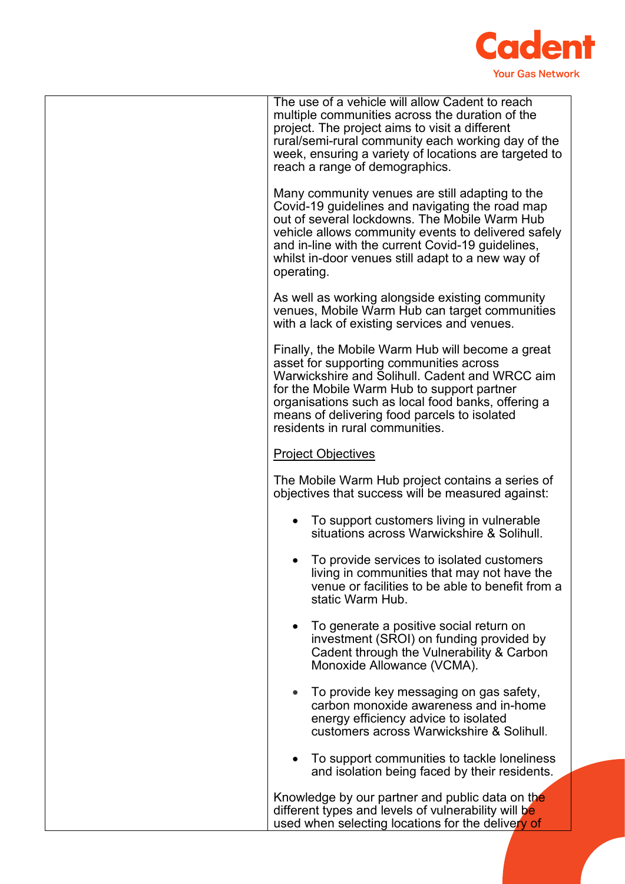| | |
|---|---|
| | The use of a vehicle will allow Cadent to reach multiple communities across the duration of the project. The project aims to visit a different rural/semi-rural community each working day of the week, ensuring a variety of locations are targeted to reach a range of demographics.<br><br>Many community venues are still adapting to the Covid-19 guidelines and navigating the road map out of several lockdowns. The Mobile Warm Hub vehicle allows community events to delivered safely and in-line with the current Covid-19 guidelines, whilst in-door venues still adapt to a new way of operating.<br><br>As well as working alongside existing community venues, Mobile Warm Hub can target communities with a lack of existing services and venues.<br><br>Finally, the Mobile Warm Hub will become a great asset for supporting communities across Warwickshire and Solihull. Cadent and WRCC aim for the Mobile Warm Hub to support partner organisations such as local food banks, offering a means of delivering food parcels to isolated residents in rural communities.<br><br><u>Project Objectives</u><br><br>The Mobile Warm Hub project contains a series of objectives that success will be measured against:<br><br>• To support customers living in vulnerable situations across Warwickshire & Solihull.<br><br>• To provide services to isolated customers living in communities that may not have the venue or facilities to be able to benefit from a static Warm Hub.<br><br>• To generate a positive social return on investment (SROI) on funding provided by Cadent through the Vulnerability & Carbon Monoxide Allowance (VCMA).<br><br>• To provide key messaging on gas safety, carbon monoxide awareness and in-home energy efficiency advice to isolated customers across Warwickshire & Solihull.<br><br>• To support communities to tackle loneliness and isolation being faced by their residents.<br><br>Knowledge by our partner and public data on the different types and levels of vulnerability will be used when selecting locations for the delivery of |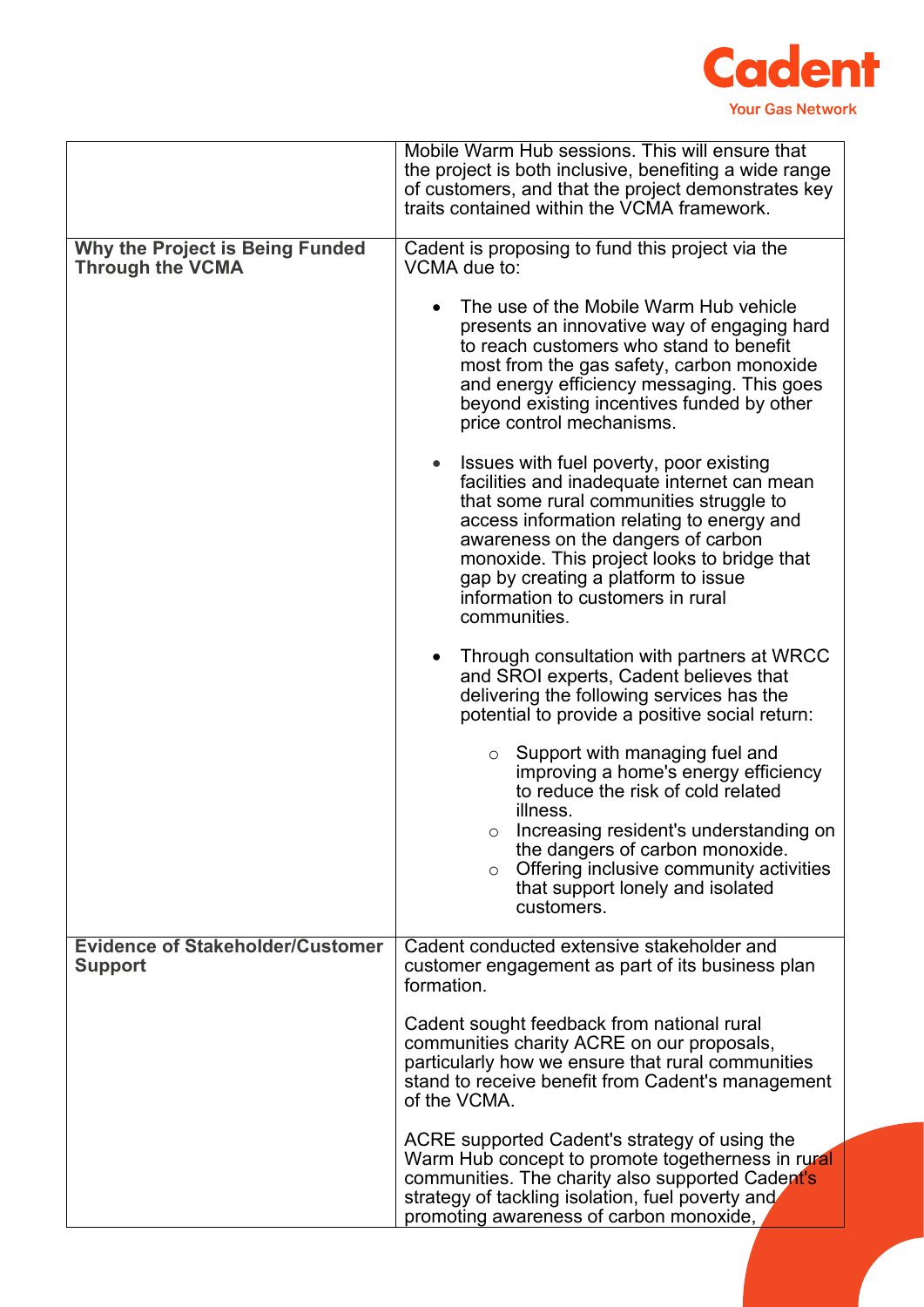| | |
|---|---|
| | Mobile Warm Hub sessions. This will ensure that the project is both inclusive, benefiting a wide range of customers, and that the project demonstrates key traits contained within the VCMA framework. |
| **Why the Project is Being Funded Through the VCMA** | Cadent is proposing to fund this project via the VCMA due to:<br><br>• The use of the Mobile Warm Hub vehicle presents an innovative way of engaging hard to reach customers who stand to benefit most from the gas safety, carbon monoxide and energy efficiency messaging. This goes beyond existing incentives funded by other price control mechanisms.<br><br>• Issues with fuel poverty, poor existing facilities and inadequate internet can mean that some rural communities struggle to access information relating to energy and awareness on the dangers of carbon monoxide. This project looks to bridge that gap by creating a platform to issue information to customers in rural communities.<br><br>• Through consultation with partners at WRCC and SROI experts, Cadent believes that delivering the following services has the potential to provide a positive social return:<br>  ○ Support with managing fuel and improving a home's energy efficiency to reduce the risk of cold related illness.<br>  ○ Increasing resident's understanding on the dangers of carbon monoxide.<br>  ○ Offering inclusive community activities that support lonely and isolated customers. |
| **Evidence of Stakeholder/Customer Support** | Cadent conducted extensive stakeholder and customer engagement as part of its business plan formation.<br><br>Cadent sought feedback from national rural communities charity ACRE on our proposals, particularly how we ensure that rural communities stand to receive benefit from Cadent's management of the VCMA.<br><br>ACRE supported Cadent's strategy of using the Warm Hub concept to promote togetherness in rural communities. The charity also supported Cadent's strategy of tackling isolation, fuel poverty and promoting awareness of carbon monoxide, |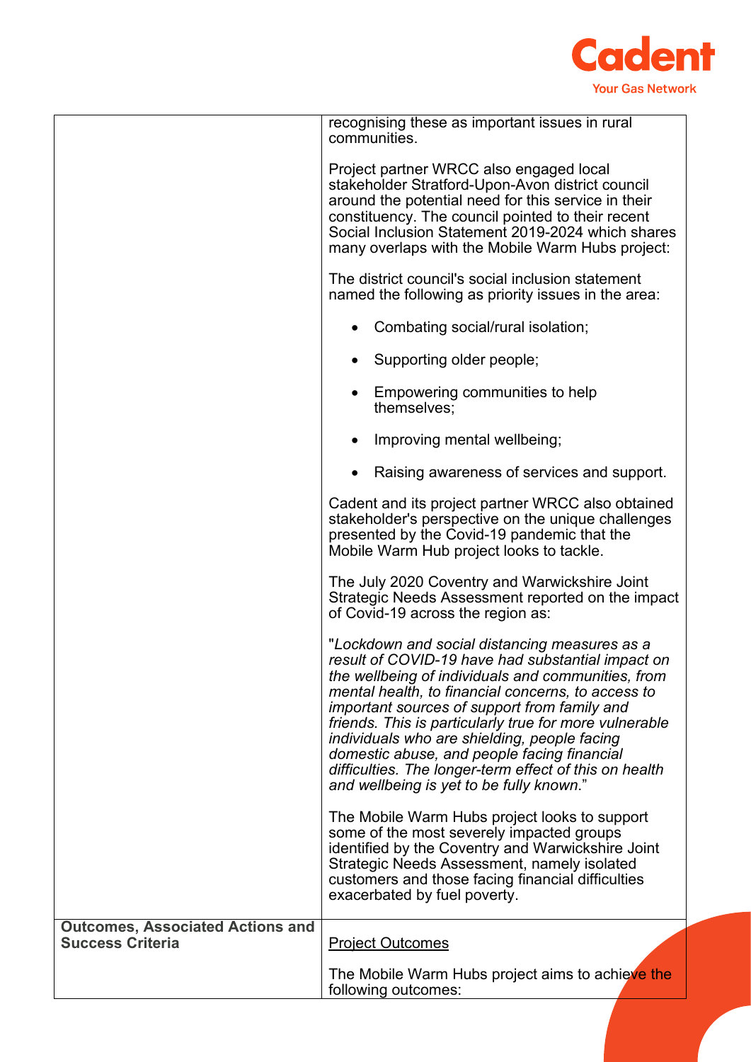| | |
|---|---|
| | recognising these as important issues in rural communities.<br><br>Project partner WRCC also engaged local stakeholder Stratford-Upon-Avon district council around the potential need for this service in their constituency. The council pointed to their recent Social Inclusion Statement 2019-2024 which shares many overlaps with the Mobile Warm Hubs project:<br><br>The district council's social inclusion statement named the following as priority issues in the area:<br><br>• Combating social/rural isolation;<br>• Supporting older people;<br>• Empowering communities to help themselves;<br>• Improving mental wellbeing;<br>• Raising awareness of services and support.<br><br>Cadent and its project partner WRCC also obtained stakeholder's perspective on the unique challenges presented by the Covid-19 pandemic that the Mobile Warm Hub project looks to tackle.<br><br>The July 2020 Coventry and Warwickshire Joint Strategic Needs Assessment reported on the impact of Covid-19 across the region as:<br><br>"*Lockdown and social distancing measures as a result of COVID-19 have had substantial impact on the wellbeing of individuals and communities, from mental health, to financial concerns, to access to important sources of support from family and friends. This is particularly true for more vulnerable individuals who are shielding, people facing domestic abuse, and people facing financial difficulties. The longer-term effect of this on health and wellbeing is yet to be fully known*."<br><br>The Mobile Warm Hubs project looks to support some of the most severely impacted groups identified by the Coventry and Warwickshire Joint Strategic Needs Assessment, namely isolated customers and those facing financial difficulties exacerbated by fuel poverty. |
| **Outcomes, Associated Actions and Success Criteria** | <u>Project Outcomes</u><br><br>The Mobile Warm Hubs project aims to achieve the following outcomes: |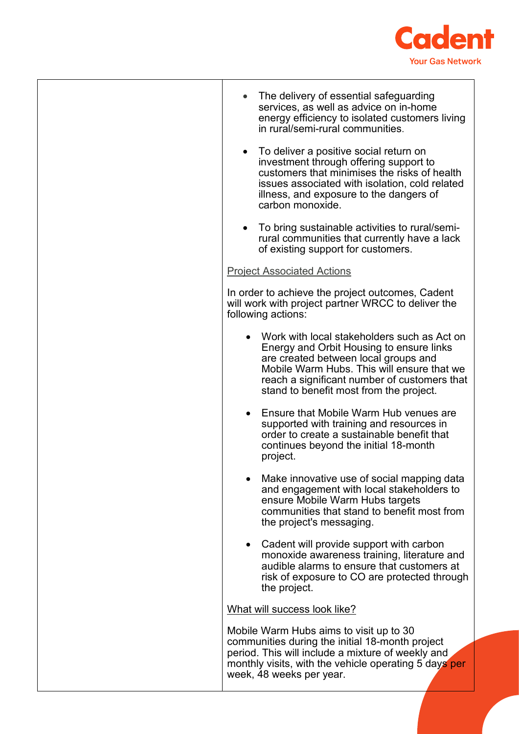| | |
|---|---|
| | • The delivery of essential safeguarding services, as well as advice on in-home energy efficiency to isolated customers living in rural/semi-rural communities.<br><br>• To deliver a positive social return on investment through offering support to customers that minimises the risks of health issues associated with isolation, cold related illness, and exposure to the dangers of carbon monoxide.<br><br>• To bring sustainable activities to rural/semi-rural communities that currently have a lack of existing support for customers.<br><br>Project Associated Actions<br><br>In order to achieve the project outcomes, Cadent will work with project partner WRCC to deliver the following actions:<br><br>• Work with local stakeholders such as Act on Energy and Orbit Housing to ensure links are created between local groups and Mobile Warm Hubs. This will ensure that we reach a significant number of customers that stand to benefit most from the project.<br><br>• Ensure that Mobile Warm Hub venues are supported with training and resources in order to create a sustainable benefit that continues beyond the initial 18-month project.<br><br>• Make innovative use of social mapping data and engagement with local stakeholders to ensure Mobile Warm Hubs targets communities that stand to benefit most from the project's messaging.<br><br>• Cadent will provide support with carbon monoxide awareness training, literature and audible alarms to ensure that customers at risk of exposure to CO are protected through the project.<br><br>What will success look like?<br><br>Mobile Warm Hubs aims to visit up to 30 communities during the initial 18-month project period. This will include a mixture of weekly and monthly visits, with the vehicle operating 5 days per week, 48 weeks per year. |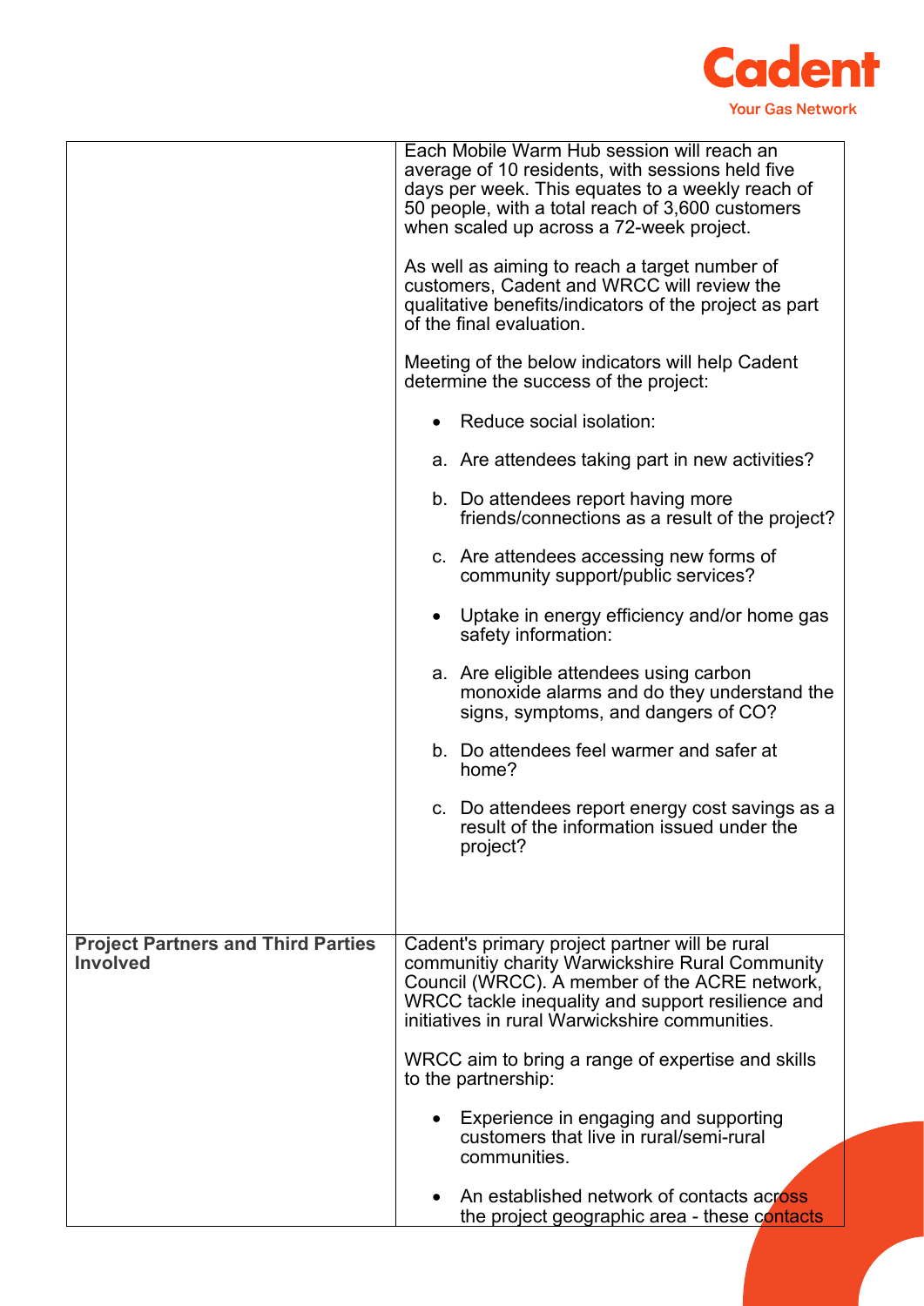| | |
|---|---|
| | Each Mobile Warm Hub session will reach an average of 10 residents, with sessions held five days per week. This equates to a weekly reach of 50 people, with a total reach of 3,600 customers when scaled up across a 72-week project.<br><br>As well as aiming to reach a target number of customers, Cadent and WRCC will review the qualitative benefits/indicators of the project as part of the final evaluation.<br><br>Meeting of the below indicators will help Cadent determine the success of the project:<br><br>• Reduce social isolation:<br><br>a. Are attendees taking part in new activities?<br><br>b. Do attendees report having more friends/connections as a result of the project?<br><br>c. Are attendees accessing new forms of community support/public services?<br><br>• Uptake in energy efficiency and/or home gas safety information:<br><br>a. Are eligible attendees using carbon monoxide alarms and do they understand the signs, symptoms, and dangers of CO?<br><br>b. Do attendees feel warmer and safer at home?<br><br>c. Do attendees report energy cost savings as a result of the information issued under the project? |
| **Project Partners and Third Parties Involved** | Cadent's primary project partner will be rural communitiy charity Warwickshire Rural Community Council (WRCC). A member of the ACRE network, WRCC tackle inequality and support resilience and initiatives in rural Warwickshire communities.<br><br>WRCC aim to bring a range of expertise and skills to the partnership:<br><br>• Experience in engaging and supporting customers that live in rural/semi-rural communities.<br><br>• An established network of contacts across the project geographic area - these contacts |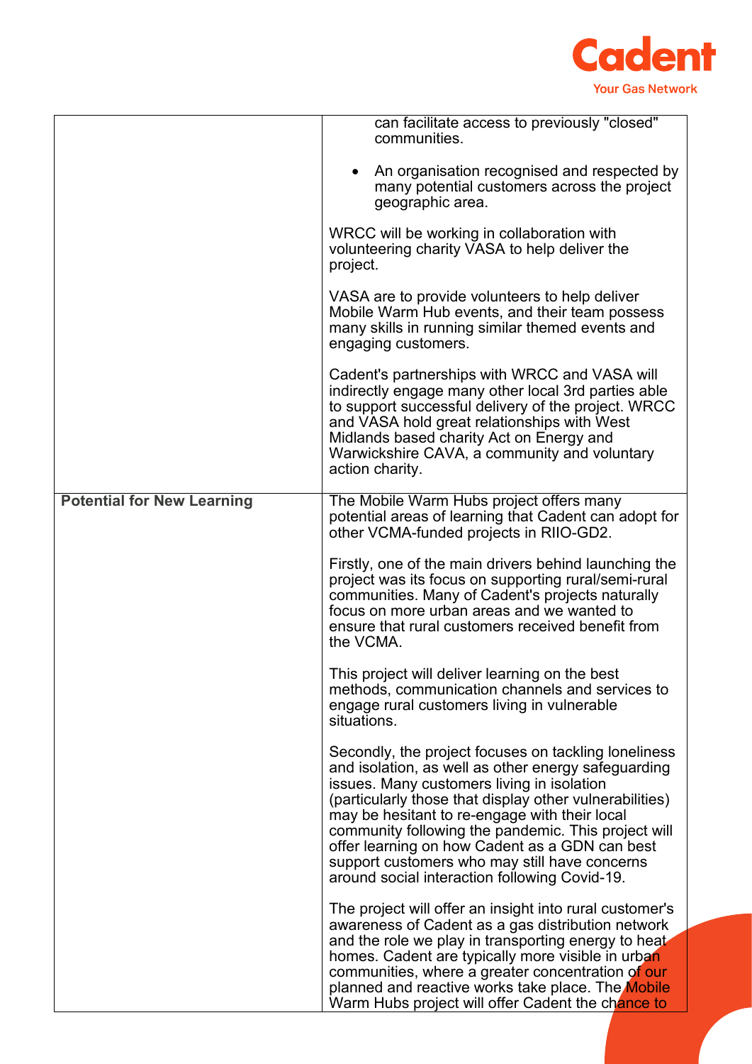| | |
|---|---|
| | can facilitate access to previously "closed" communities.<br><br>• An organisation recognised and respected by many potential customers across the project geographic area.<br><br>WRCC will be working in collaboration with volunteering charity VASA to help deliver the project.<br><br>VASA are to provide volunteers to help deliver Mobile Warm Hub events, and their team possess many skills in running similar themed events and engaging customers.<br><br>Cadent's partnerships with WRCC and VASA will indirectly engage many other local 3rd parties able to support successful delivery of the project. WRCC and VASA hold great relationships with West Midlands based charity Act on Energy and Warwickshire CAVA, a community and voluntary action charity. |
| **Potential for New Learning** | The Mobile Warm Hubs project offers many potential areas of learning that Cadent can adopt for other VCMA-funded projects in RIIO-GD2.<br><br>Firstly, one of the main drivers behind launching the project was its focus on supporting rural/semi-rural communities. Many of Cadent's projects naturally focus on more urban areas and we wanted to ensure that rural customers received benefit from the VCMA.<br><br>This project will deliver learning on the best methods, communication channels and services to engage rural customers living in vulnerable situations.<br><br>Secondly, the project focuses on tackling loneliness and isolation, as well as other energy safeguarding issues. Many customers living in isolation (particularly those that display other vulnerabilities) may be hesitant to re-engage with their local community following the pandemic. This project will offer learning on how Cadent as a GDN can best support customers who may still have concerns around social interaction following Covid-19.<br><br>The project will offer an insight into rural customer's awareness of Cadent as a gas distribution network and the role we play in transporting energy to heat homes. Cadent are typically more visible in urban communities, where a greater concentration of our planned and reactive works take place. The Mobile Warm Hubs project will offer Cadent the chance to |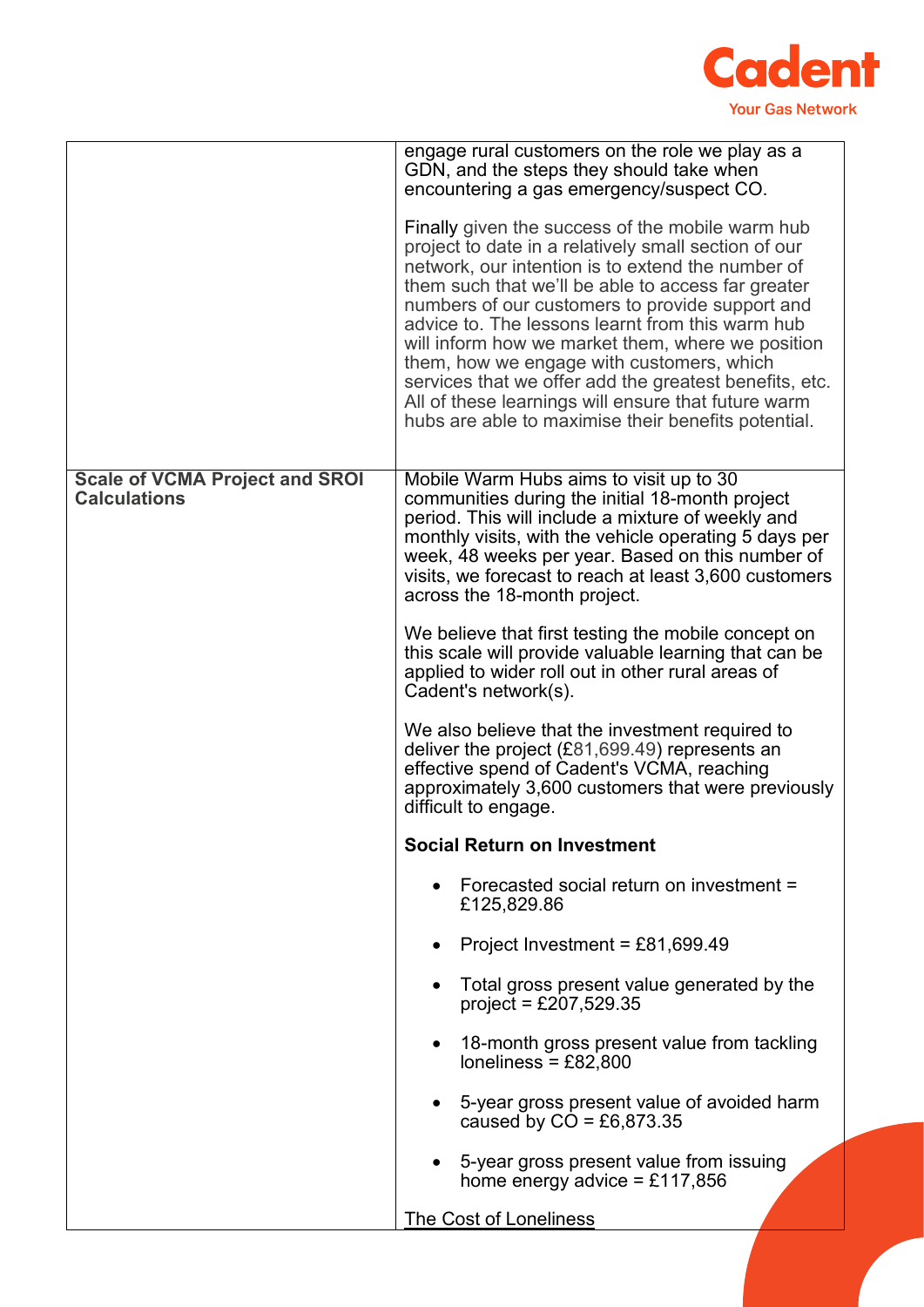| | |
|---|---|
| | engage rural customers on the role we play as a GDN, and the steps they should take when encountering a gas emergency/suspect CO.<br><br>Finally given the success of the mobile warm hub project to date in a relatively small section of our network, our intention is to extend the number of them such that we'll be able to access far greater numbers of our customers to provide support and advice to. The lessons learnt from this warm hub will inform how we market them, where we position them, how we engage with customers, which services that we offer add the greatest benefits, etc. All of these learnings will ensure that future warm hubs are able to maximise their benefits potential. |
| **Scale of VCMA Project and SROI Calculations** | Mobile Warm Hubs aims to visit up to 30 communities during the initial 18-month project period. This will include a mixture of weekly and monthly visits, with the vehicle operating 5 days per week, 48 weeks per year. Based on this number of visits, we forecast to reach at least 3,600 customers across the 18-month project.<br><br>We believe that first testing the mobile concept on this scale will provide valuable learning that can be applied to wider roll out in other rural areas of Cadent's network(s).<br><br>We also believe that the investment required to deliver the project (£81,699.49) represents an effective spend of Cadent's VCMA, reaching approximately 3,600 customers that were previously difficult to engage.<br><br>**Social Return on Investment**<br><br>• Forecasted social return on investment = £125,829.86<br>• Project Investment = £81,699.49<br>• Total gross present value generated by the project = £207,529.35<br>• 18-month gross present value from tackling loneliness = £82,800<br>• 5-year gross present value of avoided harm caused by CO = £6,873.35<br>• 5-year gross present value from issuing home energy advice = £117,856<br><br>The Cost of Loneliness |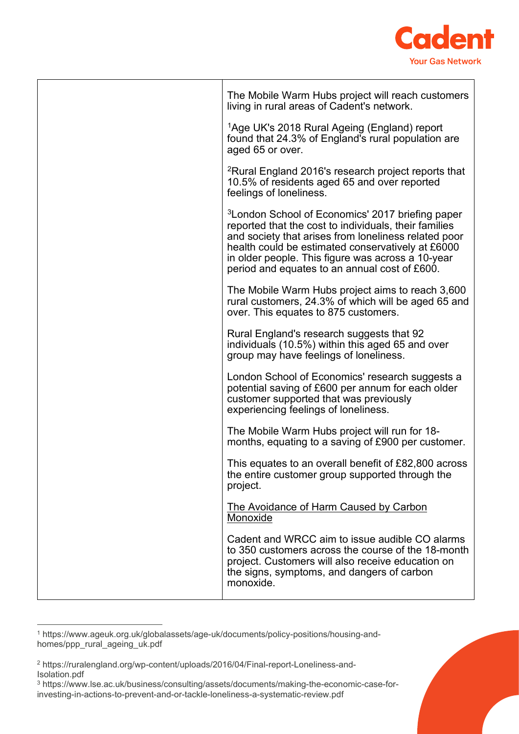| | |
|---|---|
| | The Mobile Warm Hubs project will reach customers living in rural areas of Cadent's network.<br><br>[1]Age UK's 2018 Rural Ageing (England) report found that 24.3% of England's rural population are aged 65 or over.<br><br>[2]Rural England 2016's research project reports that 10.5% of residents aged 65 and over reported feelings of loneliness.<br><br>[3]London School of Economics' 2017 briefing paper reported that the cost to individuals, their families and society that arises from loneliness related poor health could be estimated conservatively at £6000 in older people. This figure was across a 10-year period and equates to an annual cost of £600.<br><br>The Mobile Warm Hubs project aims to reach 3,600 rural customers, 24.3% of which will be aged 65 and over. This equates to 875 customers.<br><br>Rural England's research suggests that 92 individuals (10.5%) within this aged 65 and over group may have feelings of loneliness.<br><br>London School of Economics' research suggests a potential saving of £600 per annum for each older customer supported that was previously experiencing feelings of loneliness.<br><br>The Mobile Warm Hubs project will run for 18-months, equating to a saving of £900 per customer.<br><br>This equates to an overall benefit of £82,800 across the entire customer group supported through the project.<br><br><u>The Avoidance of Harm Caused by Carbon Monoxide</u><br><br>Cadent and WRCC aim to issue audible CO alarms to 350 customers across the course of the 18-month project. Customers will also receive education on the signs, symptoms, and dangers of carbon monoxide. |

[1] https://www.ageuk.org.uk/globalassets/age-uk/documents/policy-positions/housing-and-homes/ppp_rural_ageing_uk.pdf

[2] https://ruralengland.org/wp-content/uploads/2016/04/Final-report-Loneliness-and-Isolation.pdf

[3] https://www.lse.ac.uk/business/consulting/assets/documents/making-the-economic-case-for-investing-in-actions-to-prevent-and-or-tackle-loneliness-a-systematic-review.pdf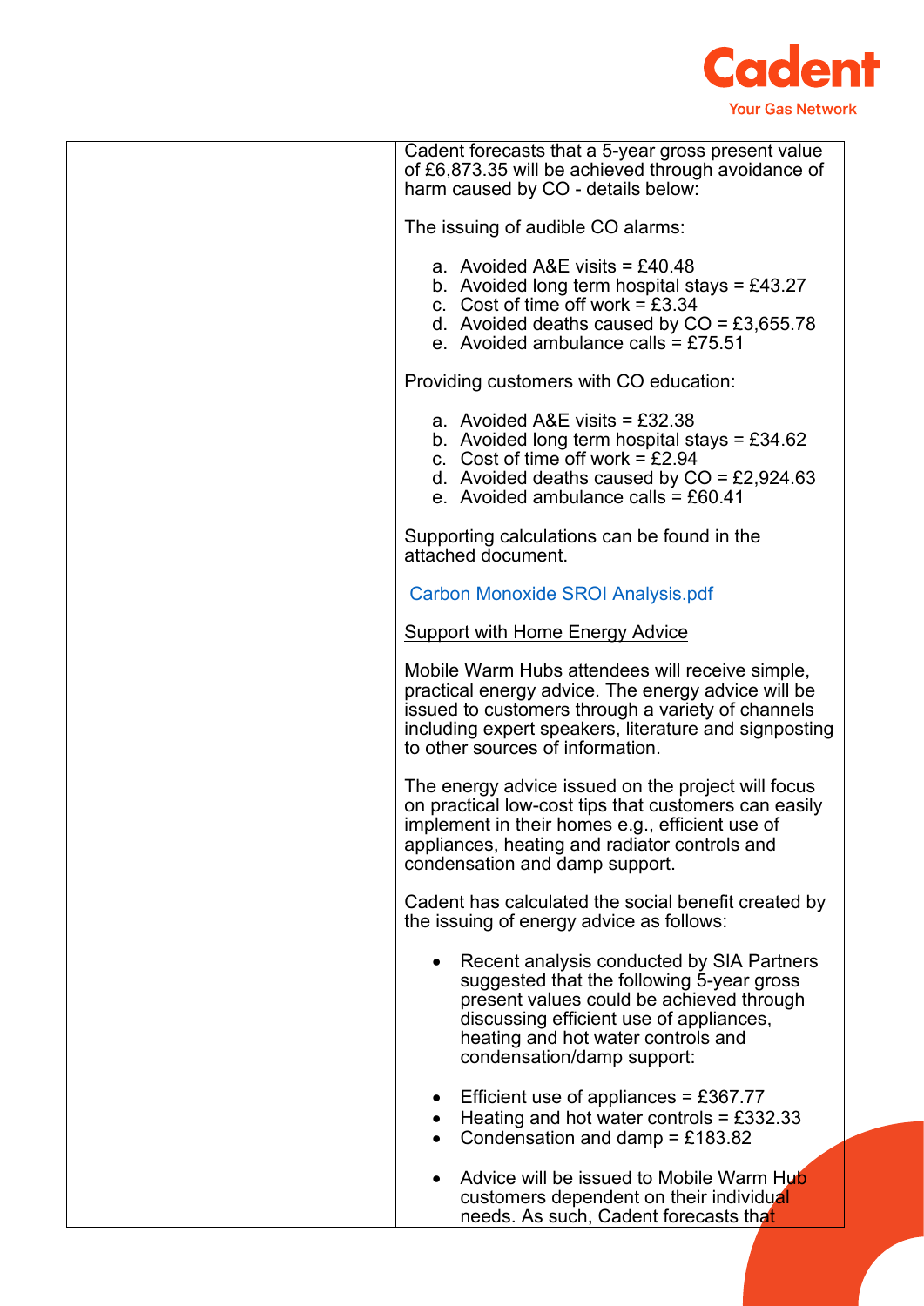| | Cadent forecasts that a 5-year gross present value of £6,873.35 will be achieved through avoidance of harm caused by CO - details below:<br><br>The issuing of audible CO alarms:<br><br>a. Avoided A&E visits = £40.48<br>b. Avoided long term hospital stays = £43.27<br>c. Cost of time off work = £3.34<br>d. Avoided deaths caused by CO = £3,655.78<br>e. Avoided ambulance calls = £75.51<br><br>Providing customers with CO education:<br><br>a. Avoided A&E visits = £32.38<br>b. Avoided long term hospital stays = £34.62<br>c. Cost of time off work = £2.94<br>d. Avoided deaths caused by CO = £2,924.63<br>e. Avoided ambulance calls = £60.41<br><br>Supporting calculations can be found in the attached document.<br><br>Carbon Monoxide SROI Analysis.pdf<br><br>Support with Home Energy Advice<br><br>Mobile Warm Hubs attendees will receive simple, practical energy advice. The energy advice will be issued to customers through a variety of channels including expert speakers, literature and signposting to other sources of information.<br><br>The energy advice issued on the project will focus on practical low-cost tips that customers can easily implement in their homes e.g., efficient use of appliances, heating and radiator controls and condensation and damp support.<br><br>Cadent has calculated the social benefit created by the issuing of energy advice as follows:<br><br>• Recent analysis conducted by SIA Partners suggested that the following 5-year gross present values could be achieved through discussing efficient use of appliances, heating and hot water controls and condensation/damp support:<br><br>• Efficient use of appliances = £367.77<br>• Heating and hot water controls = £332.33<br>• Condensation and damp = £183.82<br><br>• Advice will be issued to Mobile Warm Hub customers dependent on their individual needs. As such, Cadent forecasts that |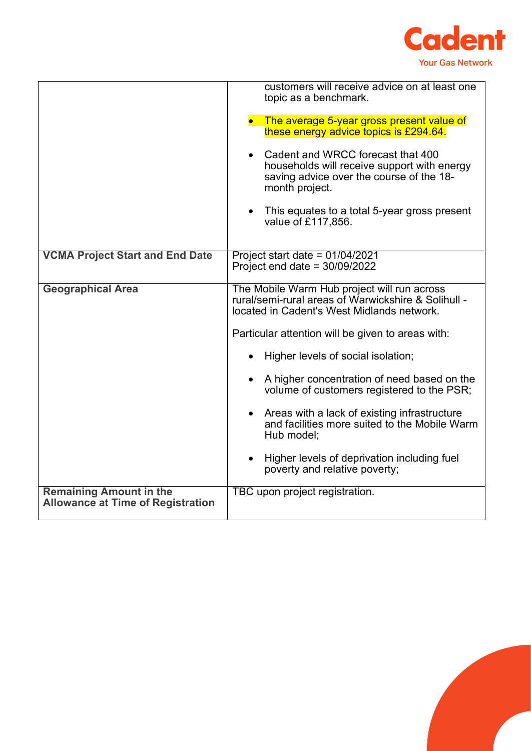| | |
|---|---|
| | customers will receive advice on at least one topic as a benchmark.<br><br>• The average 5-year gross present value of these energy advice topics is £294.64.<br><br>• Cadent and WRCC forecast that 400 households will receive support with energy saving advice over the course of the 18-month project.<br><br>• This equates to a total 5-year gross present value of £117,856. |
| **VCMA Project Start and End Date** | Project start date = 01/04/2021<br>Project end date = 30/09/2022 |
| **Geographical Area** | The Mobile Warm Hub project will run across rural/semi-rural areas of Warwickshire & Solihull - located in Cadent's West Midlands network.<br><br>Particular attention will be given to areas with:<br><br>• Higher levels of social isolation;<br><br>• A higher concentration of need based on the volume of customers registered to the PSR;<br><br>• Areas with a lack of existing infrastructure and facilities more suited to the Mobile Warm Hub model;<br><br>• Higher levels of deprivation including fuel poverty and relative poverty; |
| **Remaining Amount in the Allowance at Time of Registration** | TBC upon project registration. |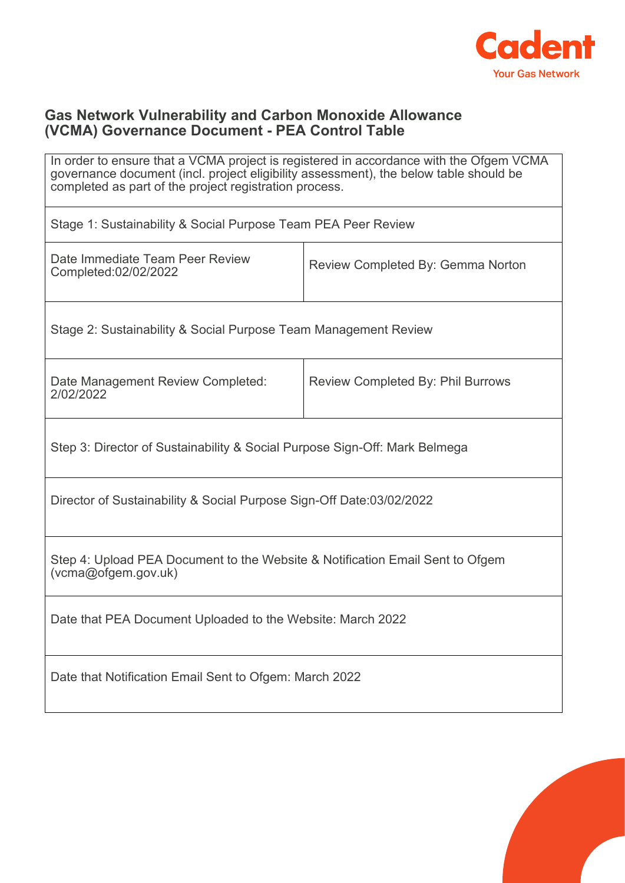## Gas Network Vulnerability and Carbon Monoxide Allowance (VCMA) Governance Document - PEA Control Table

| In order to ensure that a VCMA project is registered in accordance with the Ofgem VCMA governance document (incl. project eligibility assessment), the below table should be completed as part of the project registration process. | |
|---|---|
| Stage 1: Sustainability & Social Purpose Team PEA Peer Review | |
| Date Immediate Team Peer Review Completed:02/02/2022 | Review Completed By: Gemma Norton |
| Stage 2: Sustainability & Social Purpose Team Management Review | |
| Date Management Review Completed: 2/02/2022 | Review Completed By: Phil Burrows |
| Step 3: Director of Sustainability & Social Purpose Sign-Off: Mark Belmega | |
| Director of Sustainability & Social Purpose Sign-Off Date:03/02/2022 | |
| Step 4: Upload PEA Document to the Website & Notification Email Sent to Ofgem (vcma@ofgem.gov.uk) | |
| Date that PEA Document Uploaded to the Website: March 2022 | |
| Date that Notification Email Sent to Ofgem: March 2022 | |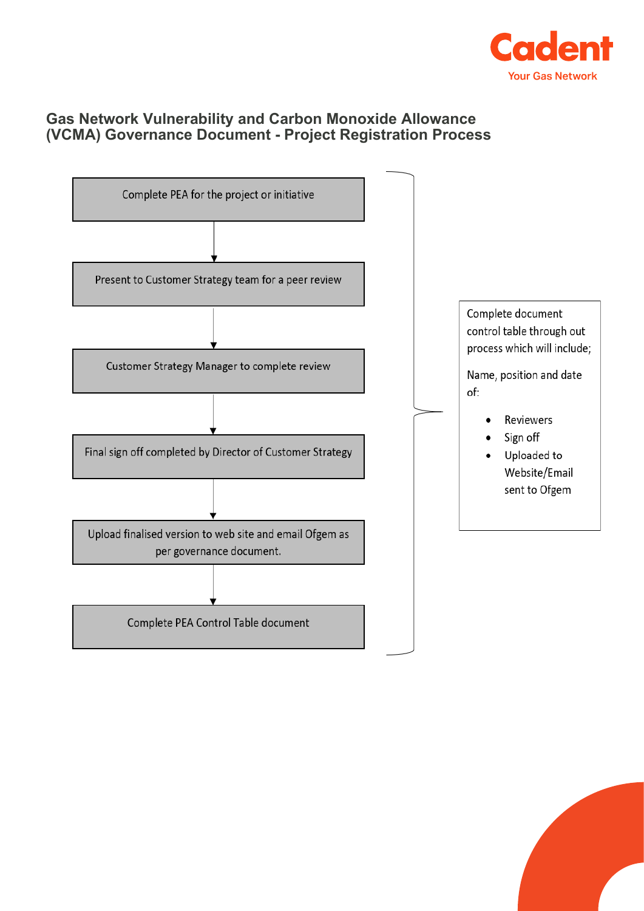## Gas Network Vulnerability and Carbon Monoxide Allowance (VCMA) Governance Document - Project Registration Process

Complete PEA for the project or initiative

Present to Customer Strategy team for a peer review

Customer Strategy Manager to complete review

Final sign off completed by Director of Customer Strategy

Upload finalised version to web site and email Ofgem as per governance document.

Complete PEA Control Table document

Complete document control table through out process which will include;

Name, position and date of:

- Reviewers
- Sign off
- Uploaded to Website/Email sent to Ofgem